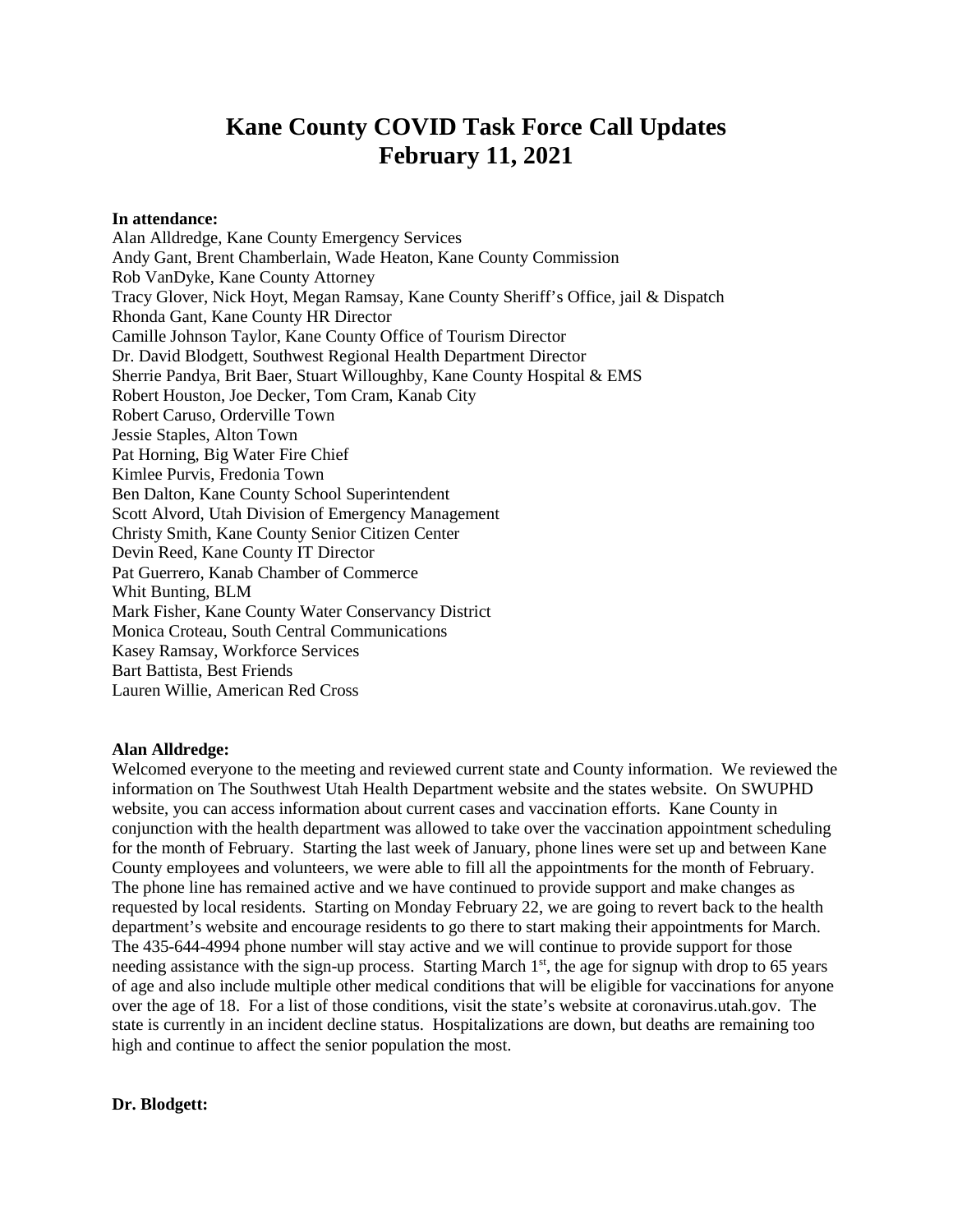# Kane County COVID Task Force Call Updates
# February 11, 2021

**In attendance:**

Alan Alldredge, Kane County Emergency Services
Andy Gant, Brent Chamberlain, Wade Heaton, Kane County Commission
Rob VanDyke, Kane County Attorney
Tracy Glover, Nick Hoyt, Megan Ramsay, Kane County Sheriff's Office, jail & Dispatch
Rhonda Gant, Kane County HR Director
Camille Johnson Taylor, Kane County Office of Tourism Director
Dr. David Blodgett, Southwest Regional Health Department Director
Sherrie Pandya, Brit Baer, Stuart Willoughby, Kane County Hospital & EMS
Robert Houston, Joe Decker, Tom Cram, Kanab City
Robert Caruso, Orderville Town
Jessie Staples, Alton Town
Pat Horning, Big Water Fire Chief
Kimlee Purvis, Fredonia Town
Ben Dalton, Kane County School Superintendent
Scott Alvord, Utah Division of Emergency Management
Christy Smith, Kane County Senior Citizen Center
Devin Reed, Kane County IT Director
Pat Guerrero, Kanab Chamber of Commerce
Whit Bunting, BLM
Mark Fisher, Kane County Water Conservancy District
Monica Croteau, South Central Communications
Kasey Ramsay, Workforce Services
Bart Battista, Best Friends
Lauren Willie, American Red Cross

**Alan Alldredge:**

Welcomed everyone to the meeting and reviewed current state and County information. We reviewed the information on The Southwest Utah Health Department website and the states website. On SWUPHD website, you can access information about current cases and vaccination efforts. Kane County in conjunction with the health department was allowed to take over the vaccination appointment scheduling for the month of February. Starting the last week of January, phone lines were set up and between Kane County employees and volunteers, we were able to fill all the appointments for the month of February. The phone line has remained active and we have continued to provide support and make changes as requested by local residents. Starting on Monday February 22, we are going to revert back to the health department's website and encourage residents to go there to start making their appointments for March. The 435-644-4994 phone number will stay active and we will continue to provide support for those needing assistance with the sign-up process. Starting March 1st, the age for signup with drop to 65 years of age and also include multiple other medical conditions that will be eligible for vaccinations for anyone over the age of 18. For a list of those conditions, visit the state's website at coronavirus.utah.gov. The state is currently in an incident decline status. Hospitalizations are down, but deaths are remaining too high and continue to affect the senior population the most.

**Dr. Blodgett:**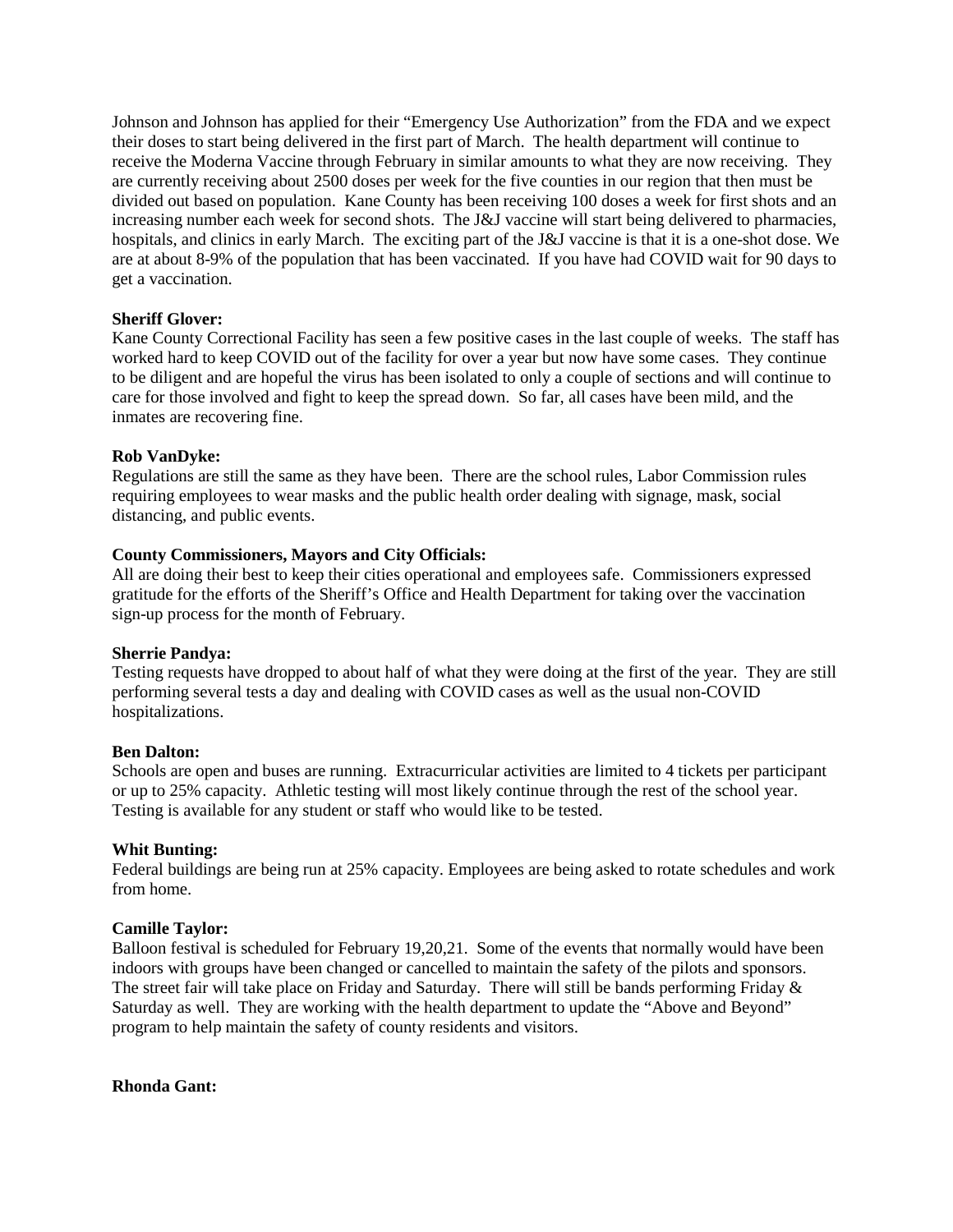Johnson and Johnson has applied for their "Emergency Use Authorization" from the FDA and we expect their doses to start being delivered in the first part of March. The health department will continue to receive the Moderna Vaccine through February in similar amounts to what they are now receiving. They are currently receiving about 2500 doses per week for the five counties in our region that then must be divided out based on population. Kane County has been receiving 100 doses a week for first shots and an increasing number each week for second shots. The J&J vaccine will start being delivered to pharmacies, hospitals, and clinics in early March. The exciting part of the J&J vaccine is that it is a one-shot dose. We are at about 8-9% of the population that has been vaccinated. If you have had COVID wait for 90 days to get a vaccination.

**Sheriff Glover:**
Kane County Correctional Facility has seen a few positive cases in the last couple of weeks. The staff has worked hard to keep COVID out of the facility for over a year but now have some cases. They continue to be diligent and are hopeful the virus has been isolated to only a couple of sections and will continue to care for those involved and fight to keep the spread down. So far, all cases have been mild, and the inmates are recovering fine.

**Rob VanDyke:**
Regulations are still the same as they have been. There are the school rules, Labor Commission rules requiring employees to wear masks and the public health order dealing with signage, mask, social distancing, and public events.

**County Commissioners, Mayors and City Officials:**
All are doing their best to keep their cities operational and employees safe. Commissioners expressed gratitude for the efforts of the Sheriff's Office and Health Department for taking over the vaccination sign-up process for the month of February.

**Sherrie Pandya:**
Testing requests have dropped to about half of what they were doing at the first of the year. They are still performing several tests a day and dealing with COVID cases as well as the usual non-COVID hospitalizations.

**Ben Dalton:**
Schools are open and buses are running. Extracurricular activities are limited to 4 tickets per participant or up to 25% capacity. Athletic testing will most likely continue through the rest of the school year. Testing is available for any student or staff who would like to be tested.

**Whit Bunting:**
Federal buildings are being run at 25% capacity. Employees are being asked to rotate schedules and work from home.

**Camille Taylor:**
Balloon festival is scheduled for February 19,20,21. Some of the events that normally would have been indoors with groups have been changed or cancelled to maintain the safety of the pilots and sponsors. The street fair will take place on Friday and Saturday. There will still be bands performing Friday & Saturday as well. They are working with the health department to update the "Above and Beyond" program to help maintain the safety of county residents and visitors.

**Rhonda Gant:**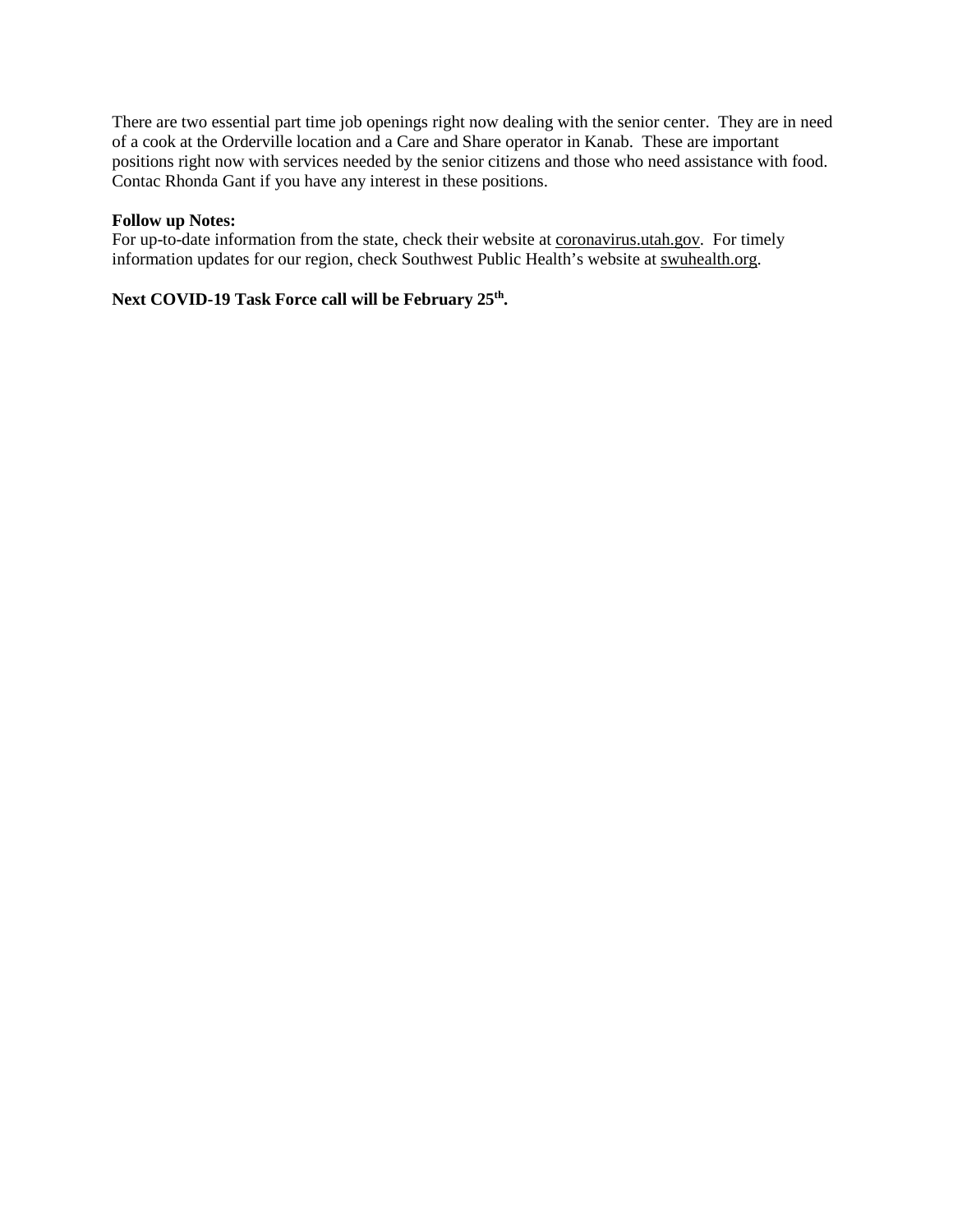There are two essential part time job openings right now dealing with the senior center. They are in need of a cook at the Orderville location and a Care and Share operator in Kanab. These are important positions right now with services needed by the senior citizens and those who need assistance with food. Contac Rhonda Gant if you have any interest in these positions.

**Follow up Notes:**
For up-to-date information from the state, check their website at coronavirus.utah.gov. For timely information updates for our region, check Southwest Public Health's website at swuhealth.org.

**Next COVID-19 Task Force call will be February 25th.**